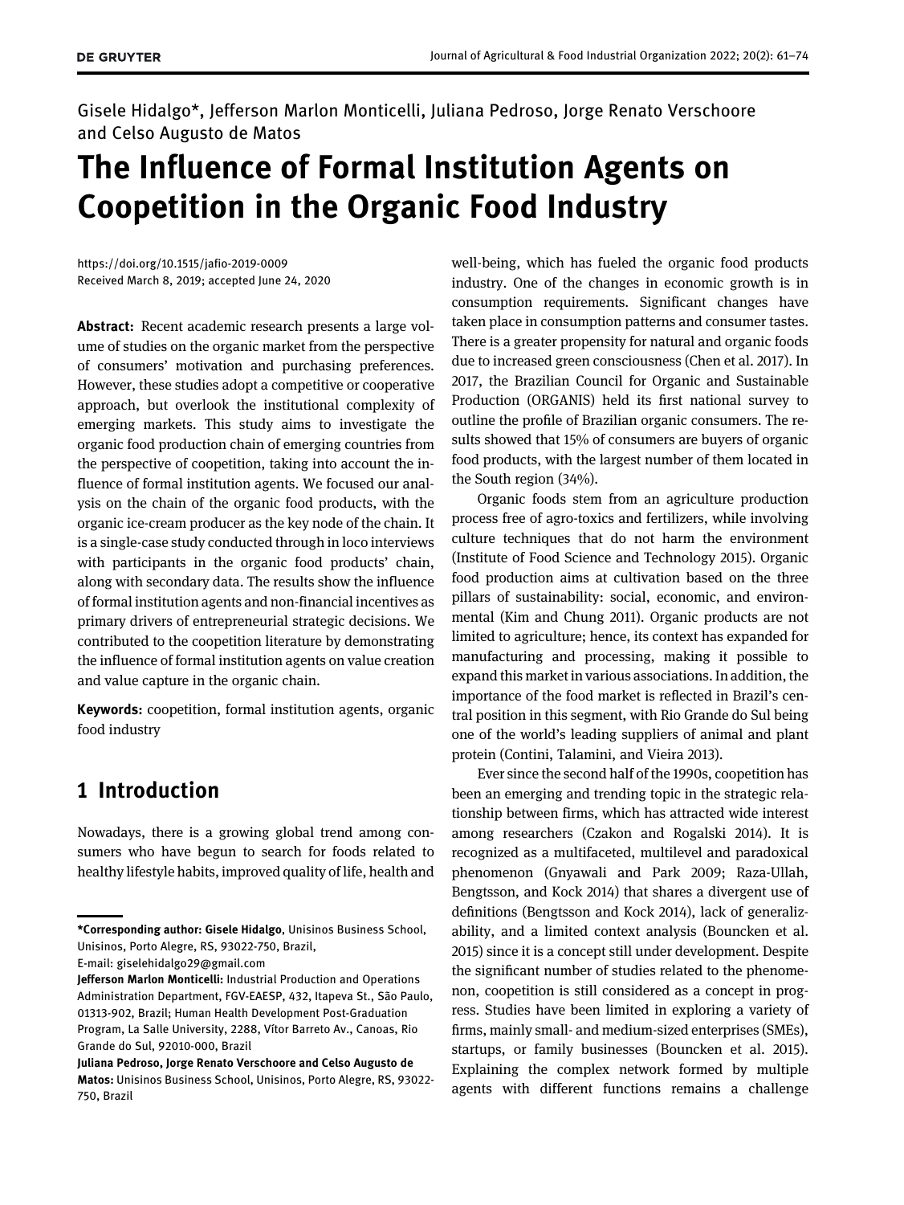Gisele Hidalgo*, Jefferson Marlon Monticelli, Juliana Pedroso, Jorge Renato Verschoore and Celso Augusto de Matos

# The Influence of Formal Institution Agents on Coopetition in the Organic Food Industry

https://doi.org/10.1515/jafio-2019-0009
Received March 8, 2019; accepted June 24, 2020

**Abstract:** Recent academic research presents a large volume of studies on the organic market from the perspective of consumers' motivation and purchasing preferences. However, these studies adopt a competitive or cooperative approach, but overlook the institutional complexity of emerging markets. This study aims to investigate the organic food production chain of emerging countries from the perspective of coopetition, taking into account the influence of formal institution agents. We focused our analysis on the chain of the organic food products, with the organic ice-cream producer as the key node of the chain. It is a single-case study conducted through in loco interviews with participants in the organic food products' chain, along with secondary data. The results show the influence of formal institution agents and non-financial incentives as primary drivers of entrepreneurial strategic decisions. We contributed to the coopetition literature by demonstrating the influence of formal institution agents on value creation and value capture in the organic chain.

**Keywords:** coopetition, formal institution agents, organic food industry

## 1 Introduction

Nowadays, there is a growing global trend among consumers who have begun to search for foods related to healthy lifestyle habits, improved quality of life, health and well-being, which has fueled the organic food products industry. One of the changes in economic growth is in consumption requirements. Significant changes have taken place in consumption patterns and consumer tastes. There is a greater propensity for natural and organic foods due to increased green consciousness (Chen et al. 2017). In 2017, the Brazilian Council for Organic and Sustainable Production (ORGANIS) held its first national survey to outline the profile of Brazilian organic consumers. The results showed that 15% of consumers are buyers of organic food products, with the largest number of them located in the South region (34%).

Organic foods stem from an agriculture production process free of agro-toxics and fertilizers, while involving culture techniques that do not harm the environment (Institute of Food Science and Technology 2015). Organic food production aims at cultivation based on the three pillars of sustainability: social, economic, and environmental (Kim and Chung 2011). Organic products are not limited to agriculture; hence, its context has expanded for manufacturing and processing, making it possible to expand this market in various associations. In addition, the importance of the food market is reflected in Brazil's central position in this segment, with Rio Grande do Sul being one of the world's leading suppliers of animal and plant protein (Contini, Talamini, and Vieira 2013).

Ever since the second half of the 1990s, coopetition has been an emerging and trending topic in the strategic relationship between firms, which has attracted wide interest among researchers (Czakon and Rogalski 2014). It is recognized as a multifaceted, multilevel and paradoxical phenomenon (Gnyawali and Park 2009; Raza-Ullah, Bengtsson, and Kock 2014) that shares a divergent use of definitions (Bengtsson and Kock 2014), lack of generalizability, and a limited context analysis (Bouncken et al. 2015) since it is a concept still under development. Despite the significant number of studies related to the phenomenon, coopetition is still considered as a concept in progress. Studies have been limited in exploring a variety of firms, mainly small- and medium-sized enterprises (SMEs), startups, or family businesses (Bouncken et al. 2015). Explaining the complex network formed by multiple agents with different functions remains a challenge

---

***Corresponding author: Gisele Hidalgo**, Unisinos Business School, Unisinos, Porto Alegre, RS, 93022-750, Brazil, E-mail: giselehidalgo29@gmail.com

**Jefferson Marlon Monticelli:** Industrial Production and Operations Administration Department, FGV-EAESP, 432, Itapeva St., São Paulo, 01313-902, Brazil; Human Health Development Post-Graduation Program, La Salle University, 2288, Vítor Barreto Av., Canoas, Rio Grande do Sul, 92010-000, Brazil

**Juliana Pedroso, Jorge Renato Verschoore and Celso Augusto de Matos:** Unisinos Business School, Unisinos, Porto Alegre, RS, 93022-750, Brazil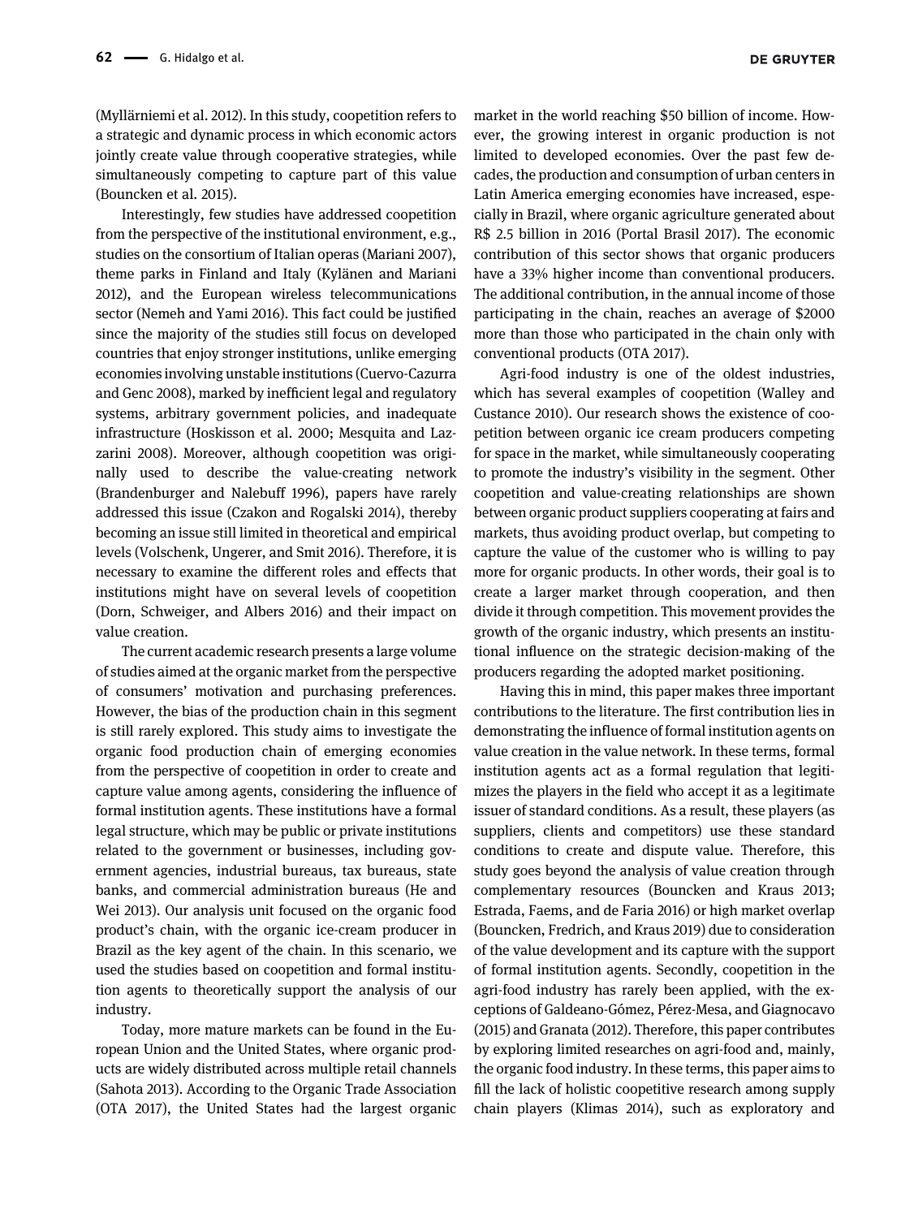(Myllärniemi et al. 2012). In this study, coopetition refers to a strategic and dynamic process in which economic actors jointly create value through cooperative strategies, while simultaneously competing to capture part of this value (Bouncken et al. 2015).

Interestingly, few studies have addressed coopetition from the perspective of the institutional environment, e.g., studies on the consortium of Italian operas (Mariani 2007), theme parks in Finland and Italy (Kylänen and Mariani 2012), and the European wireless telecommunications sector (Nemeh and Yami 2016). This fact could be justified since the majority of the studies still focus on developed countries that enjoy stronger institutions, unlike emerging economies involving unstable institutions (Cuervo-Cazurra and Genc 2008), marked by inefficient legal and regulatory systems, arbitrary government policies, and inadequate infrastructure (Hoskisson et al. 2000; Mesquita and Lazzarini 2008). Moreover, although coopetition was originally used to describe the value-creating network (Brandenburger and Nalebuff 1996), papers have rarely addressed this issue (Czakon and Rogalski 2014), thereby becoming an issue still limited in theoretical and empirical levels (Volschenk, Ungerer, and Smit 2016). Therefore, it is necessary to examine the different roles and effects that institutions might have on several levels of coopetition (Dorn, Schweiger, and Albers 2016) and their impact on value creation.

The current academic research presents a large volume of studies aimed at the organic market from the perspective of consumers' motivation and purchasing preferences. However, the bias of the production chain in this segment is still rarely explored. This study aims to investigate the organic food production chain of emerging economies from the perspective of coopetition in order to create and capture value among agents, considering the influence of formal institution agents. These institutions have a formal legal structure, which may be public or private institutions related to the government or businesses, including government agencies, industrial bureaus, tax bureaus, state banks, and commercial administration bureaus (He and Wei 2013). Our analysis unit focused on the organic food product's chain, with the organic ice-cream producer in Brazil as the key agent of the chain. In this scenario, we used the studies based on coopetition and formal institution agents to theoretically support the analysis of our industry.

Today, more mature markets can be found in the European Union and the United States, where organic products are widely distributed across multiple retail channels (Sahota 2013). According to the Organic Trade Association (OTA 2017), the United States had the largest organic market in the world reaching $50 billion of income. However, the growing interest in organic production is not limited to developed economies. Over the past few decades, the production and consumption of urban centers in Latin America emerging economies have increased, especially in Brazil, where organic agriculture generated about R$ 2.5 billion in 2016 (Portal Brasil 2017). The economic contribution of this sector shows that organic producers have a 33% higher income than conventional producers. The additional contribution, in the annual income of those participating in the chain, reaches an average of $2000 more than those who participated in the chain only with conventional products (OTA 2017).

Agri-food industry is one of the oldest industries, which has several examples of coopetition (Walley and Custance 2010). Our research shows the existence of coopetition between organic ice cream producers competing for space in the market, while simultaneously cooperating to promote the industry's visibility in the segment. Other coopetition and value-creating relationships are shown between organic product suppliers cooperating at fairs and markets, thus avoiding product overlap, but competing to capture the value of the customer who is willing to pay more for organic products. In other words, their goal is to create a larger market through cooperation, and then divide it through competition. This movement provides the growth of the organic industry, which presents an institutional influence on the strategic decision-making of the producers regarding the adopted market positioning.

Having this in mind, this paper makes three important contributions to the literature. The first contribution lies in demonstrating the influence of formal institution agents on value creation in the value network. In these terms, formal institution agents act as a formal regulation that legitimizes the players in the field who accept it as a legitimate issuer of standard conditions. As a result, these players (as suppliers, clients and competitors) use these standard conditions to create and dispute value. Therefore, this study goes beyond the analysis of value creation through complementary resources (Bouncken and Kraus 2013; Estrada, Faems, and de Faria 2016) or high market overlap (Bouncken, Fredrich, and Kraus 2019) due to consideration of the value development and its capture with the support of formal institution agents. Secondly, coopetition in the agri-food industry has rarely been applied, with the exceptions of Galdeano-Gómez, Pérez-Mesa, and Giagnocavo (2015) and Granata (2012). Therefore, this paper contributes by exploring limited researches on agri-food and, mainly, the organic food industry. In these terms, this paper aims to fill the lack of holistic coopetitive research among supply chain players (Klimas 2014), such as exploratory and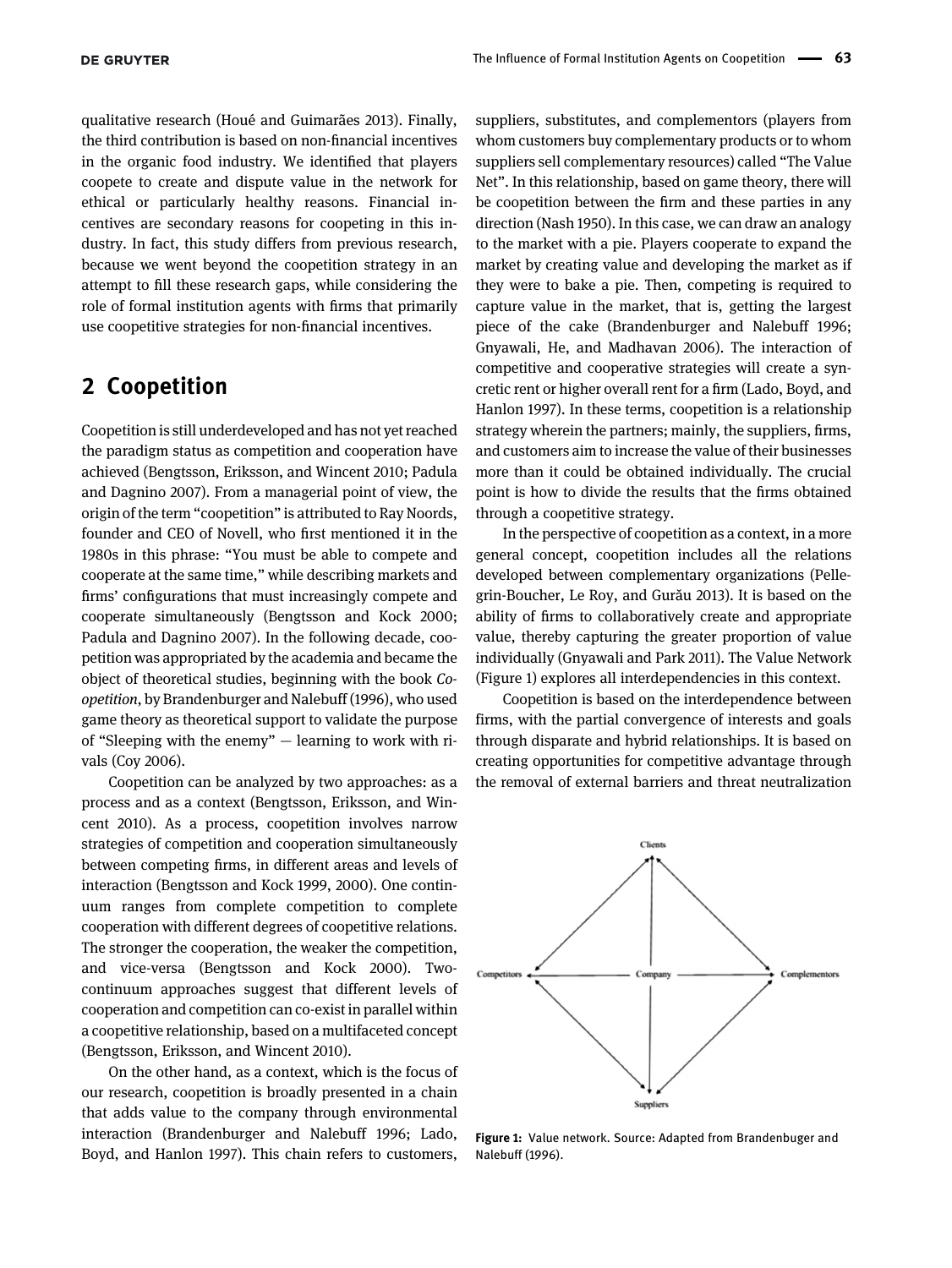qualitative research (Houé and Guimarães 2013). Finally, the third contribution is based on non-financial incentives in the organic food industry. We identified that players coopete to create and dispute value in the network for ethical or particularly healthy reasons. Financial incentives are secondary reasons for coopeting in this industry. In fact, this study differs from previous research, because we went beyond the coopetition strategy in an attempt to fill these research gaps, while considering the role of formal institution agents with firms that primarily use coopetitive strategies for non-financial incentives.

## 2 Coopetition

Coopetition is still underdeveloped and has not yet reached the paradigm status as competition and cooperation have achieved (Bengtsson, Eriksson, and Wincent 2010; Padula and Dagnino 2007). From a managerial point of view, the origin of the term "coopetition" is attributed to Ray Noords, founder and CEO of Novell, who first mentioned it in the 1980s in this phrase: "You must be able to compete and cooperate at the same time," while describing markets and firms' configurations that must increasingly compete and cooperate simultaneously (Bengtsson and Kock 2000; Padula and Dagnino 2007). In the following decade, coopetition was appropriated by the academia and became the object of theoretical studies, beginning with the book *Co-opetition*, by Brandenburger and Nalebuff (1996), who used game theory as theoretical support to validate the purpose of "Sleeping with the enemy" — learning to work with rivals (Coy 2006).

Coopetition can be analyzed by two approaches: as a process and as a context (Bengtsson, Eriksson, and Wincent 2010). As a process, coopetition involves narrow strategies of competition and cooperation simultaneously between competing firms, in different areas and levels of interaction (Bengtsson and Kock 1999, 2000). One continuum ranges from complete competition to complete cooperation with different degrees of coopetitive relations. The stronger the cooperation, the weaker the competition, and vice-versa (Bengtsson and Kock 2000). Two-continuum approaches suggest that different levels of cooperation and competition can co-exist in parallel within a coopetitive relationship, based on a multifaceted concept (Bengtsson, Eriksson, and Wincent 2010).

On the other hand, as a context, which is the focus of our research, coopetition is broadly presented in a chain that adds value to the company through environmental interaction (Brandenburger and Nalebuff 1996; Lado, Boyd, and Hanlon 1997). This chain refers to customers, suppliers, substitutes, and complementors (players from whom customers buy complementary products or to whom suppliers sell complementary resources) called "The Value Net". In this relationship, based on game theory, there will be coopetition between the firm and these parties in any direction (Nash 1950). In this case, we can draw an analogy to the market with a pie. Players cooperate to expand the market by creating value and developing the market as if they were to bake a pie. Then, competing is required to capture value in the market, that is, getting the largest piece of the cake (Brandenburger and Nalebuff 1996; Gnyawali, He, and Madhavan 2006). The interaction of competitive and cooperative strategies will create a syncretic rent or higher overall rent for a firm (Lado, Boyd, and Hanlon 1997). In these terms, coopetition is a relationship strategy wherein the partners; mainly, the suppliers, firms, and customers aim to increase the value of their businesses more than it could be obtained individually. The crucial point is how to divide the results that the firms obtained through a coopetitive strategy.

In the perspective of coopetition as a context, in a more general concept, coopetition includes all the relations developed between complementary organizations (Pellegrin-Boucher, Le Roy, and Gurău 2013). It is based on the ability of firms to collaboratively create and appropriate value, thereby capturing the greater proportion of value individually (Gnyawali and Park 2011). The Value Network (Figure 1) explores all interdependencies in this context.

Coopetition is based on the interdependence between firms, with the partial convergence of interests and goals through disparate and hybrid relationships. It is based on creating opportunities for competitive advantage through the removal of external barriers and threat neutralization

Clients

Competitors — Company — Complementors

Suppliers

**Figure 1:** Value network. Source: Adapted from Brandenbuger and Nalebuff (1996).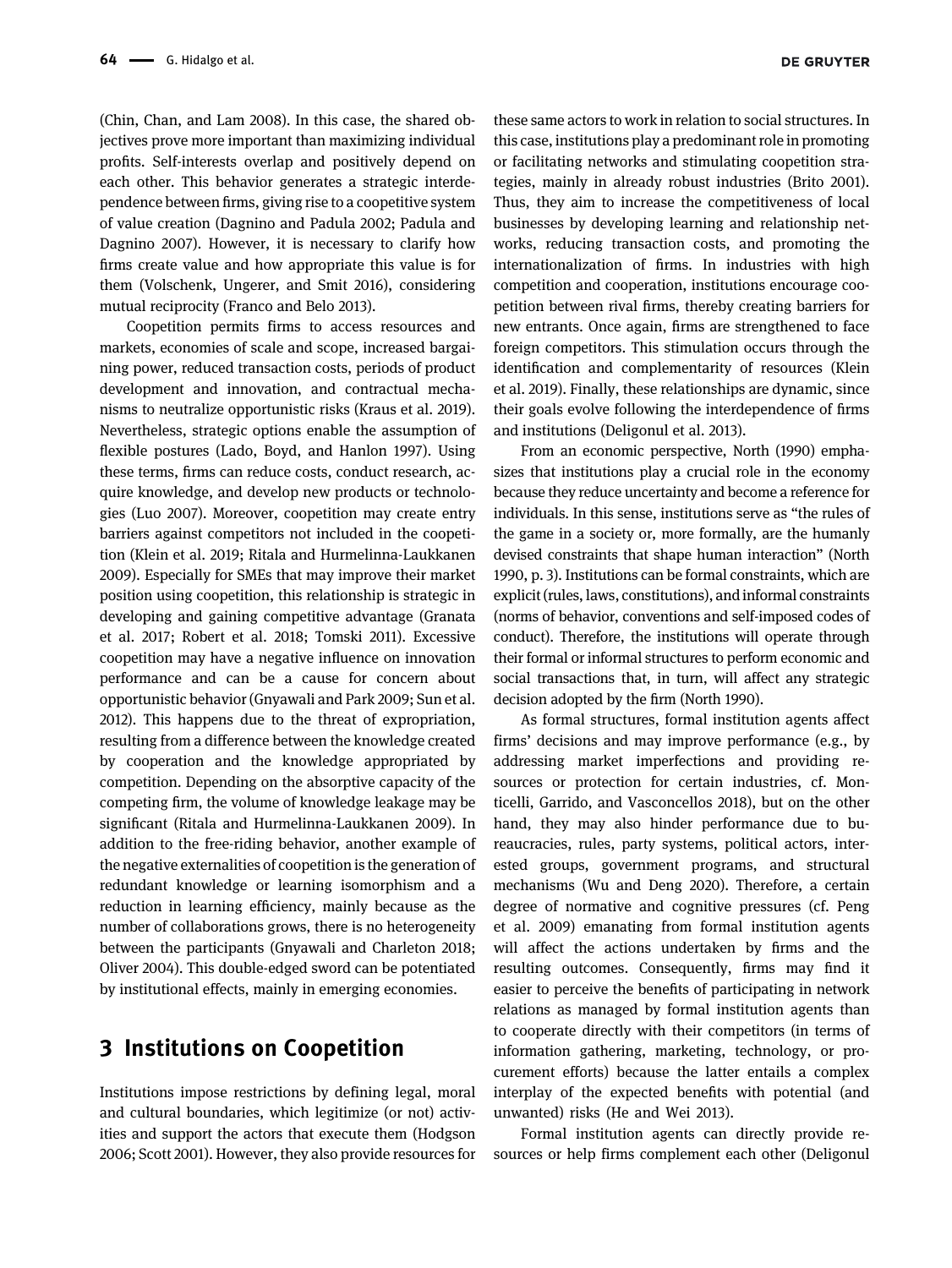(Chin, Chan, and Lam 2008). In this case, the shared objectives prove more important than maximizing individual profits. Self-interests overlap and positively depend on each other. This behavior generates a strategic interdependence between firms, giving rise to a coopetitive system of value creation (Dagnino and Padula 2002; Padula and Dagnino 2007). However, it is necessary to clarify how firms create value and how appropriate this value is for them (Volschenk, Ungerer, and Smit 2016), considering mutual reciprocity (Franco and Belo 2013).

Coopetition permits firms to access resources and markets, economies of scale and scope, increased bargaining power, reduced transaction costs, periods of product development and innovation, and contractual mechanisms to neutralize opportunistic risks (Kraus et al. 2019). Nevertheless, strategic options enable the assumption of flexible postures (Lado, Boyd, and Hanlon 1997). Using these terms, firms can reduce costs, conduct research, acquire knowledge, and develop new products or technologies (Luo 2007). Moreover, coopetition may create entry barriers against competitors not included in the coopetition (Klein et al. 2019; Ritala and Hurmelinna-Laukkanen 2009). Especially for SMEs that may improve their market position using coopetition, this relationship is strategic in developing and gaining competitive advantage (Granata et al. 2017; Robert et al. 2018; Tomski 2011). Excessive coopetition may have a negative influence on innovation performance and can be a cause for concern about opportunistic behavior (Gnyawali and Park 2009; Sun et al. 2012). This happens due to the threat of expropriation, resulting from a difference between the knowledge created by cooperation and the knowledge appropriated by competition. Depending on the absorptive capacity of the competing firm, the volume of knowledge leakage may be significant (Ritala and Hurmelinna-Laukkanen 2009). In addition to the free-riding behavior, another example of the negative externalities of coopetition is the generation of redundant knowledge or learning isomorphism and a reduction in learning efficiency, mainly because as the number of collaborations grows, there is no heterogeneity between the participants (Gnyawali and Charleton 2018; Oliver 2004). This double-edged sword can be potentiated by institutional effects, mainly in emerging economies.

## 3 Institutions on Coopetition

Institutions impose restrictions by defining legal, moral and cultural boundaries, which legitimize (or not) activities and support the actors that execute them (Hodgson 2006; Scott 2001). However, they also provide resources for these same actors to work in relation to social structures. In this case, institutions play a predominant role in promoting or facilitating networks and stimulating coopetition strategies, mainly in already robust industries (Brito 2001). Thus, they aim to increase the competitiveness of local businesses by developing learning and relationship networks, reducing transaction costs, and promoting the internationalization of firms. In industries with high competition and cooperation, institutions encourage coopetition between rival firms, thereby creating barriers for new entrants. Once again, firms are strengthened to face foreign competitors. This stimulation occurs through the identification and complementarity of resources (Klein et al. 2019). Finally, these relationships are dynamic, since their goals evolve following the interdependence of firms and institutions (Deligonul et al. 2013).

From an economic perspective, North (1990) emphasizes that institutions play a crucial role in the economy because they reduce uncertainty and become a reference for individuals. In this sense, institutions serve as "the rules of the game in a society or, more formally, are the humanly devised constraints that shape human interaction" (North 1990, p. 3). Institutions can be formal constraints, which are explicit (rules, laws, constitutions), and informal constraints (norms of behavior, conventions and self-imposed codes of conduct). Therefore, the institutions will operate through their formal or informal structures to perform economic and social transactions that, in turn, will affect any strategic decision adopted by the firm (North 1990).

As formal structures, formal institution agents affect firms' decisions and may improve performance (e.g., by addressing market imperfections and providing resources or protection for certain industries, cf. Monticelli, Garrido, and Vasconcellos 2018), but on the other hand, they may also hinder performance due to bureaucracies, rules, party systems, political actors, interested groups, government programs, and structural mechanisms (Wu and Deng 2020). Therefore, a certain degree of normative and cognitive pressures (cf. Peng et al. 2009) emanating from formal institution agents will affect the actions undertaken by firms and the resulting outcomes. Consequently, firms may find it easier to perceive the benefits of participating in network relations as managed by formal institution agents than to cooperate directly with their competitors (in terms of information gathering, marketing, technology, or procurement efforts) because the latter entails a complex interplay of the expected benefits with potential (and unwanted) risks (He and Wei 2013).

Formal institution agents can directly provide resources or help firms complement each other (Deligonul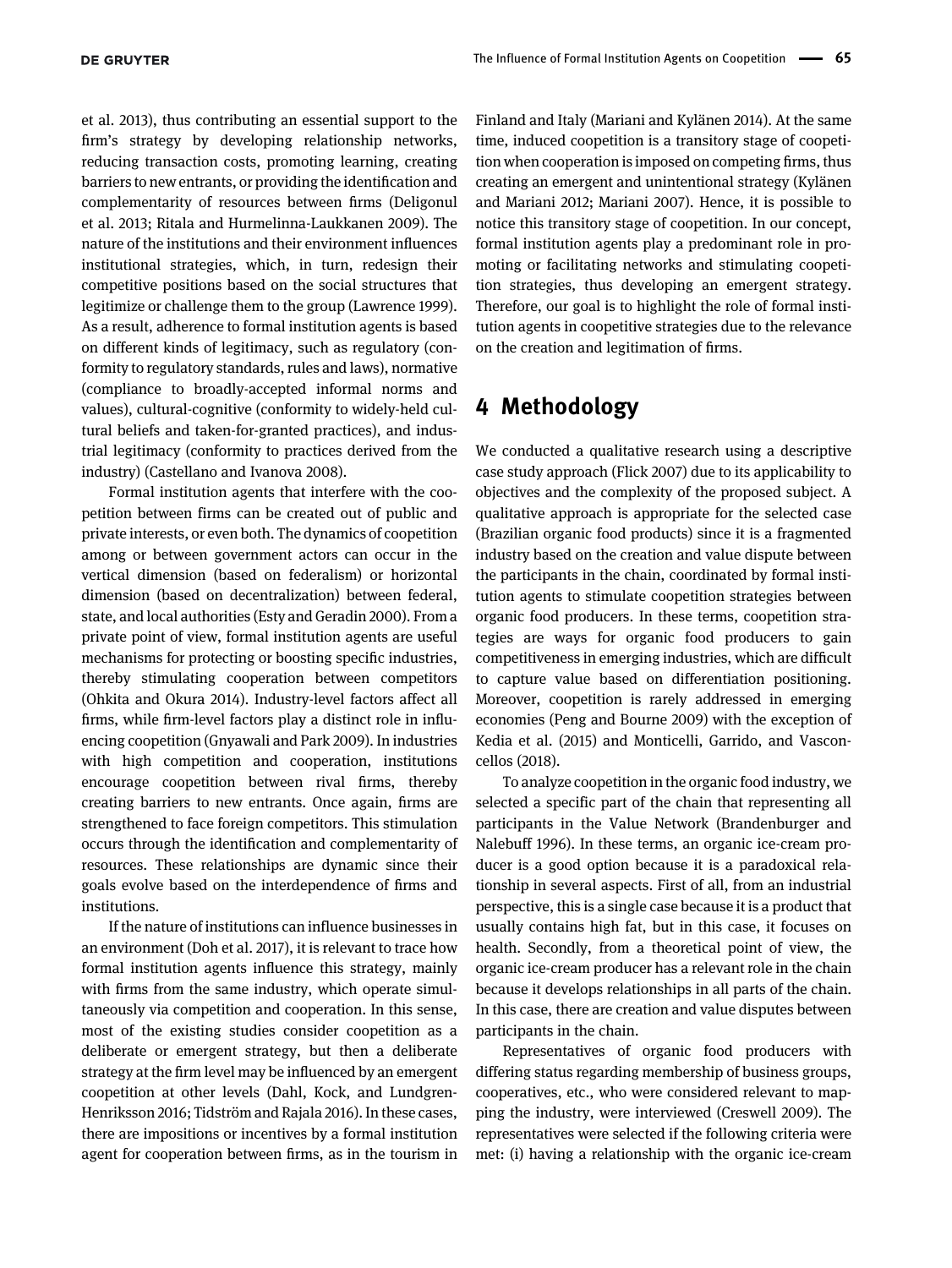et al. 2013), thus contributing an essential support to the firm's strategy by developing relationship networks, reducing transaction costs, promoting learning, creating barriers to new entrants, or providing the identification and complementarity of resources between firms (Deligonul et al. 2013; Ritala and Hurmelinna-Laukkanen 2009). The nature of the institutions and their environment influences institutional strategies, which, in turn, redesign their competitive positions based on the social structures that legitimize or challenge them to the group (Lawrence 1999). As a result, adherence to formal institution agents is based on different kinds of legitimacy, such as regulatory (conformity to regulatory standards, rules and laws), normative (compliance to broadly-accepted informal norms and values), cultural-cognitive (conformity to widely-held cultural beliefs and taken-for-granted practices), and industrial legitimacy (conformity to practices derived from the industry) (Castellano and Ivanova 2008).

Formal institution agents that interfere with the coopetition between firms can be created out of public and private interests, or even both. The dynamics of coopetition among or between government actors can occur in the vertical dimension (based on federalism) or horizontal dimension (based on decentralization) between federal, state, and local authorities (Esty and Geradin 2000). From a private point of view, formal institution agents are useful mechanisms for protecting or boosting specific industries, thereby stimulating cooperation between competitors (Ohkita and Okura 2014). Industry-level factors affect all firms, while firm-level factors play a distinct role in influencing coopetition (Gnyawali and Park 2009). In industries with high competition and cooperation, institutions encourage coopetition between rival firms, thereby creating barriers to new entrants. Once again, firms are strengthened to face foreign competitors. This stimulation occurs through the identification and complementarity of resources. These relationships are dynamic since their goals evolve based on the interdependence of firms and institutions.

If the nature of institutions can influence businesses in an environment (Doh et al. 2017), it is relevant to trace how formal institution agents influence this strategy, mainly with firms from the same industry, which operate simultaneously via competition and cooperation. In this sense, most of the existing studies consider coopetition as a deliberate or emergent strategy, but then a deliberate strategy at the firm level may be influenced by an emergent coopetition at other levels (Dahl, Kock, and Lundgren-Henriksson 2016; Tidström and Rajala 2016). In these cases, there are impositions or incentives by a formal institution agent for cooperation between firms, as in the tourism in Finland and Italy (Mariani and Kylänen 2014). At the same time, induced coopetition is a transitory stage of coopetition when cooperation is imposed on competing firms, thus creating an emergent and unintentional strategy (Kylänen and Mariani 2012; Mariani 2007). Hence, it is possible to notice this transitory stage of coopetition. In our concept, formal institution agents play a predominant role in promoting or facilitating networks and stimulating coopetition strategies, thus developing an emergent strategy. Therefore, our goal is to highlight the role of formal institution agents in coopetitive strategies due to the relevance on the creation and legitimation of firms.

## 4 Methodology

We conducted a qualitative research using a descriptive case study approach (Flick 2007) due to its applicability to objectives and the complexity of the proposed subject. A qualitative approach is appropriate for the selected case (Brazilian organic food products) since it is a fragmented industry based on the creation and value dispute between the participants in the chain, coordinated by formal institution agents to stimulate coopetition strategies between organic food producers. In these terms, coopetition strategies are ways for organic food producers to gain competitiveness in emerging industries, which are difficult to capture value based on differentiation positioning. Moreover, coopetition is rarely addressed in emerging economies (Peng and Bourne 2009) with the exception of Kedia et al. (2015) and Monticelli, Garrido, and Vasconcellos (2018).

To analyze coopetition in the organic food industry, we selected a specific part of the chain that representing all participants in the Value Network (Brandenburger and Nalebuff 1996). In these terms, an organic ice-cream producer is a good option because it is a paradoxical relationship in several aspects. First of all, from an industrial perspective, this is a single case because it is a product that usually contains high fat, but in this case, it focuses on health. Secondly, from a theoretical point of view, the organic ice-cream producer has a relevant role in the chain because it develops relationships in all parts of the chain. In this case, there are creation and value disputes between participants in the chain.

Representatives of organic food producers with differing status regarding membership of business groups, cooperatives, etc., who were considered relevant to mapping the industry, were interviewed (Creswell 2009). The representatives were selected if the following criteria were met: (i) having a relationship with the organic ice-cream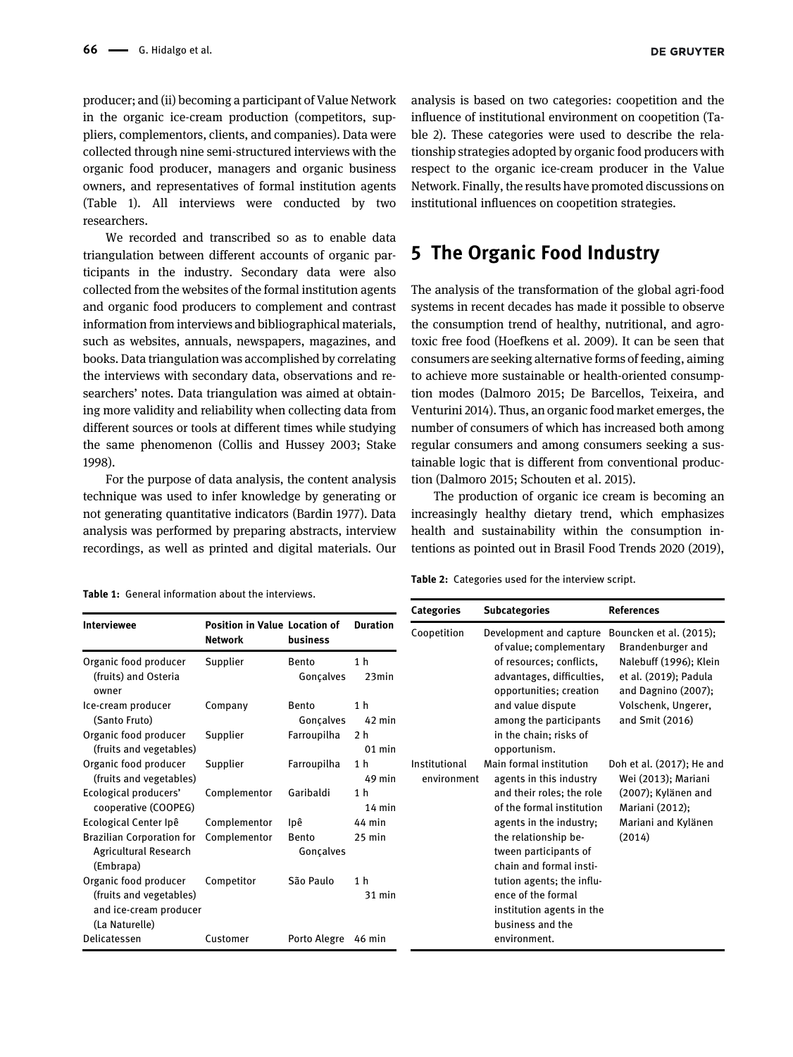producer; and (ii) becoming a participant of Value Network in the organic ice-cream production (competitors, suppliers, complementors, clients, and companies). Data were collected through nine semi-structured interviews with the organic food producer, managers and organic business owners, and representatives of formal institution agents (Table 1). All interviews were conducted by two researchers.

We recorded and transcribed so as to enable data triangulation between different accounts of organic participants in the industry. Secondary data were also collected from the websites of the formal institution agents and organic food producers to complement and contrast information from interviews and bibliographical materials, such as websites, annuals, newspapers, magazines, and books. Data triangulation was accomplished by correlating the interviews with secondary data, observations and researchers' notes. Data triangulation was aimed at obtaining more validity and reliability when collecting data from different sources or tools at different times while studying the same phenomenon (Collis and Hussey 2003; Stake 1998).

For the purpose of data analysis, the content analysis technique was used to infer knowledge by generating or not generating quantitative indicators (Bardin 1977). Data analysis was performed by preparing abstracts, interview recordings, as well as printed and digital materials. Our analysis is based on two categories: coopetition and the influence of institutional environment on coopetition (Table 2). These categories were used to describe the relationship strategies adopted by organic food producers with respect to the organic ice-cream producer in the Value Network. Finally, the results have promoted discussions on institutional influences on coopetition strategies.

**Table 1:** General information about the interviews.

| Interviewee | Position in Value Network | Location of business | Duration |
|---|---|---|---|
| Organic food producer (fruits) and Osteria owner | Supplier | Bento Gonçalves | 1 h 23min |
| Ice-cream producer (Santo Fruto) | Company | Bento Gonçalves | 1 h 42 min |
| Organic food producer (fruits and vegetables) | Supplier | Farroupilha | 2 h 01 min |
| Organic food producer (fruits and vegetables) | Supplier | Farroupilha | 1 h 49 min |
| Ecological producers' cooperative (COOPEG) | Complementor | Garibaldi | 1 h 14 min |
| Ecological Center Ipê | Complementor | Ipê | 44 min |
| Brazilian Corporation for Agricultural Research (Embrapa) | Complementor | Bento Gonçalves | 25 min |
| Organic food producer (fruits and vegetables) and ice-cream producer (La Naturelle) | Competitor | São Paulo | 1 h 31 min |
| Delicatessen | Customer | Porto Alegre | 46 min |

**Table 2:** Categories used for the interview script.

| Categories | Subcategories | References |
|---|---|---|
| Coopetition | Development and capture of value; complementary of resources; conflicts, advantages, difficulties, opportunities; creation and value dispute among the participants in the chain; risks of opportunism. | Bouncken et al. (2015); Brandenburger and Nalebuff (1996); Klein et al. (2019); Padula and Dagnino (2007); Volschenk, Ungerer, and Smit (2016) |
| Institutional environment | Main formal institution agents in this industry and their roles; the role of the formal institution agents in the industry; the relationship between participants of chain and formal institution agents; the influence of the formal institution agents in the business and the environment. | Doh et al. (2017); He and Wei (2013); Mariani (2007); Kylänen and Mariani (2012); Mariani and Kylänen (2014) |

## 5 The Organic Food Industry

The analysis of the transformation of the global agri-food systems in recent decades has made it possible to observe the consumption trend of healthy, nutritional, and agrotoxic free food (Hoefkens et al. 2009). It can be seen that consumers are seeking alternative forms of feeding, aiming to achieve more sustainable or health-oriented consumption modes (Dalmoro 2015; De Barcellos, Teixeira, and Venturini 2014). Thus, an organic food market emerges, the number of consumers of which has increased both among regular consumers and among consumers seeking a sustainable logic that is different from conventional production (Dalmoro 2015; Schouten et al. 2015).

The production of organic ice cream is becoming an increasingly healthy dietary trend, which emphasizes health and sustainability within the consumption intentions as pointed out in Brasil Food Trends 2020 (2019),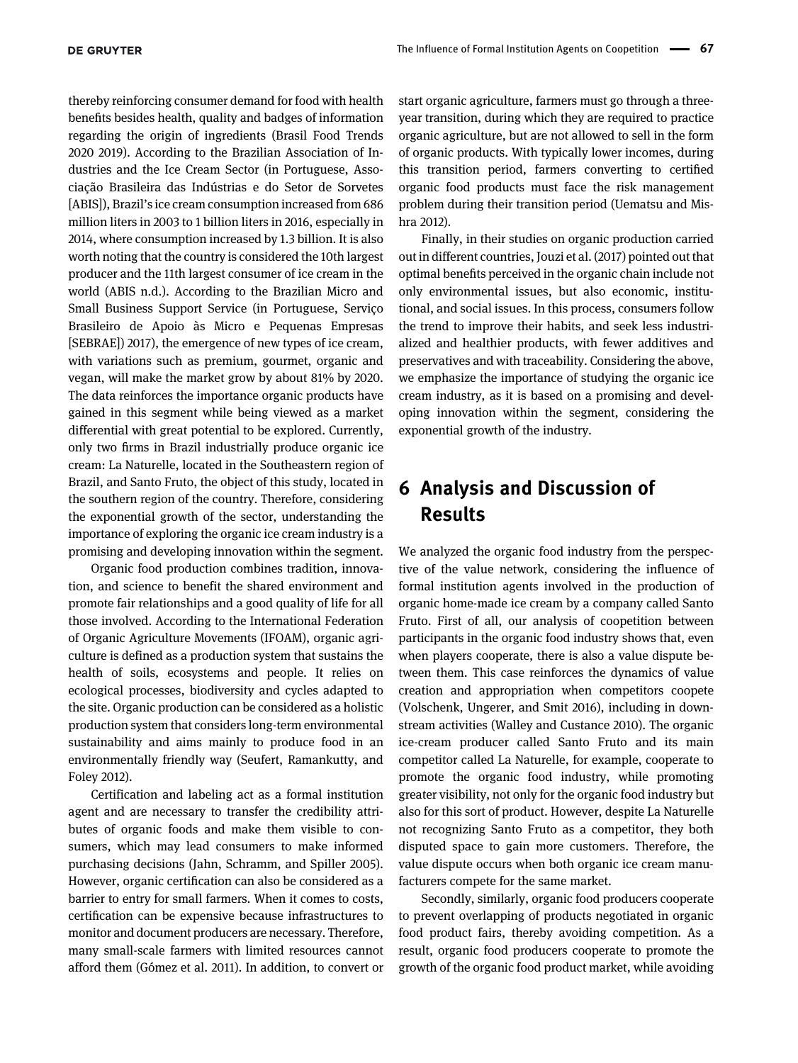thereby reinforcing consumer demand for food with health benefits besides health, quality and badges of information regarding the origin of ingredients (Brasil Food Trends 2020 2019). According to the Brazilian Association of Industries and the Ice Cream Sector (in Portuguese, Associação Brasileira das Indústrias e do Setor de Sorvetes [ABIS]), Brazil's ice cream consumption increased from 686 million liters in 2003 to 1 billion liters in 2016, especially in 2014, where consumption increased by 1.3 billion. It is also worth noting that the country is considered the 10th largest producer and the 11th largest consumer of ice cream in the world (ABIS n.d.). According to the Brazilian Micro and Small Business Support Service (in Portuguese, Serviço Brasileiro de Apoio às Micro e Pequenas Empresas [SEBRAE]) 2017), the emergence of new types of ice cream, with variations such as premium, gourmet, organic and vegan, will make the market grow by about 81% by 2020. The data reinforces the importance organic products have gained in this segment while being viewed as a market differential with great potential to be explored. Currently, only two firms in Brazil industrially produce organic ice cream: La Naturelle, located in the Southeastern region of Brazil, and Santo Fruto, the object of this study, located in the southern region of the country. Therefore, considering the exponential growth of the sector, understanding the importance of exploring the organic ice cream industry is a promising and developing innovation within the segment.

Organic food production combines tradition, innovation, and science to benefit the shared environment and promote fair relationships and a good quality of life for all those involved. According to the International Federation of Organic Agriculture Movements (IFOAM), organic agriculture is defined as a production system that sustains the health of soils, ecosystems and people. It relies on ecological processes, biodiversity and cycles adapted to the site. Organic production can be considered as a holistic production system that considers long-term environmental sustainability and aims mainly to produce food in an environmentally friendly way (Seufert, Ramankutty, and Foley 2012).

Certification and labeling act as a formal institution agent and are necessary to transfer the credibility attributes of organic foods and make them visible to consumers, which may lead consumers to make informed purchasing decisions (Jahn, Schramm, and Spiller 2005). However, organic certification can also be considered as a barrier to entry for small farmers. When it comes to costs, certification can be expensive because infrastructures to monitor and document producers are necessary. Therefore, many small-scale farmers with limited resources cannot afford them (Gómez et al. 2011). In addition, to convert or start organic agriculture, farmers must go through a three-year transition, during which they are required to practice organic agriculture, but are not allowed to sell in the form of organic products. With typically lower incomes, during this transition period, farmers converting to certified organic food products must face the risk management problem during their transition period (Uematsu and Mishra 2012).

Finally, in their studies on organic production carried out in different countries, Jouzi et al. (2017) pointed out that optimal benefits perceived in the organic chain include not only environmental issues, but also economic, institutional, and social issues. In this process, consumers follow the trend to improve their habits, and seek less industrialized and healthier products, with fewer additives and preservatives and with traceability. Considering the above, we emphasize the importance of studying the organic ice cream industry, as it is based on a promising and developing innovation within the segment, considering the exponential growth of the industry.

# 6 Analysis and Discussion of Results

We analyzed the organic food industry from the perspective of the value network, considering the influence of formal institution agents involved in the production of organic home-made ice cream by a company called Santo Fruto. First of all, our analysis of coopetition between participants in the organic food industry shows that, even when players cooperate, there is also a value dispute between them. This case reinforces the dynamics of value creation and appropriation when competitors coopete (Volschenk, Ungerer, and Smit 2016), including in downstream activities (Walley and Custance 2010). The organic ice-cream producer called Santo Fruto and its main competitor called La Naturelle, for example, cooperate to promote the organic food industry, while promoting greater visibility, not only for the organic food industry but also for this sort of product. However, despite La Naturelle not recognizing Santo Fruto as a competitor, they both disputed space to gain more customers. Therefore, the value dispute occurs when both organic ice cream manufacturers compete for the same market.

Secondly, similarly, organic food producers cooperate to prevent overlapping of products negotiated in organic food product fairs, thereby avoiding competition. As a result, organic food producers cooperate to promote the growth of the organic food product market, while avoiding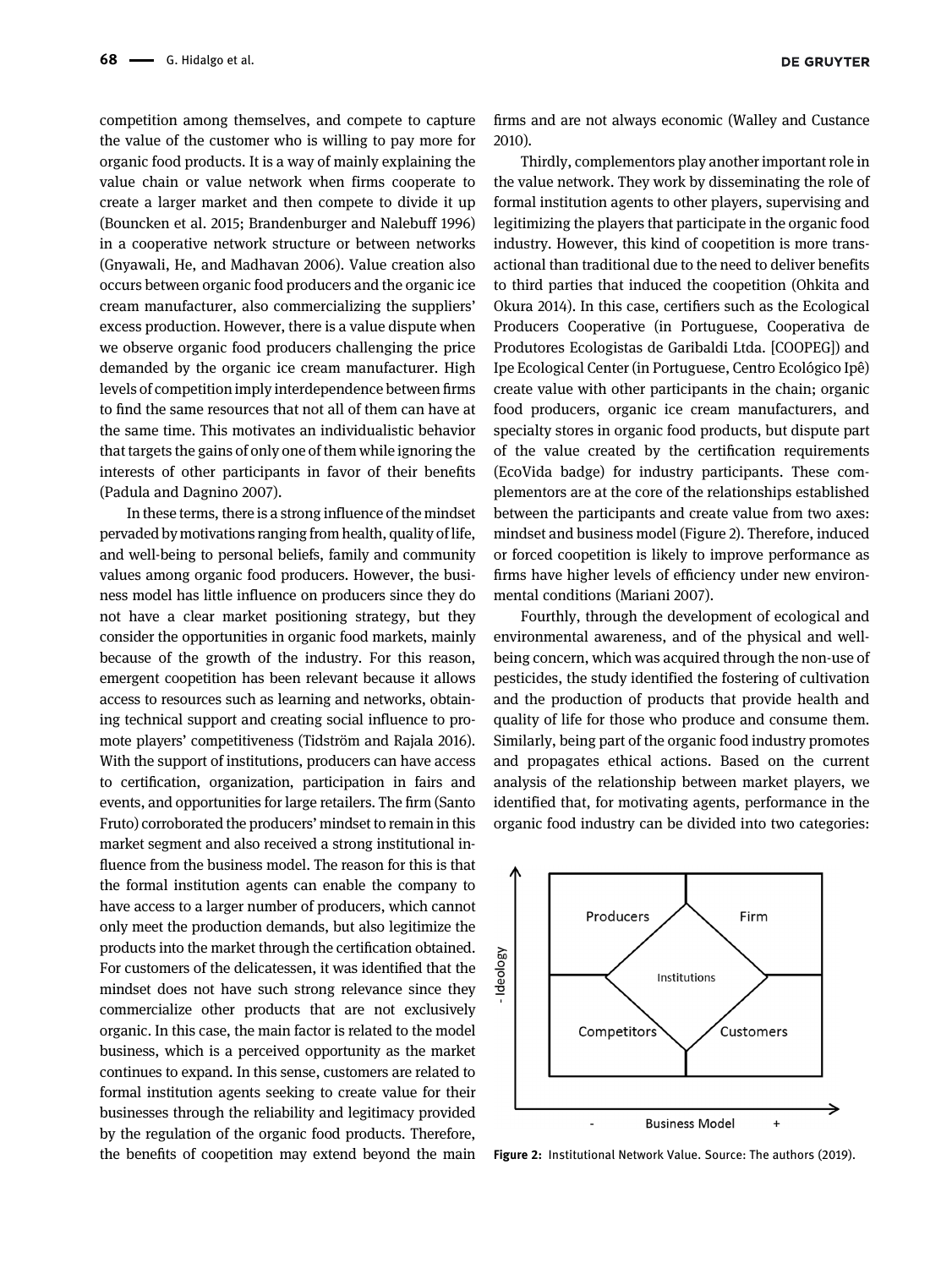competition among themselves, and compete to capture the value of the customer who is willing to pay more for organic food products. It is a way of mainly explaining the value chain or value network when firms cooperate to create a larger market and then compete to divide it up (Bouncken et al. 2015; Brandenburger and Nalebuff 1996) in a cooperative network structure or between networks (Gnyawali, He, and Madhavan 2006). Value creation also occurs between organic food producers and the organic ice cream manufacturer, also commercializing the suppliers' excess production. However, there is a value dispute when we observe organic food producers challenging the price demanded by the organic ice cream manufacturer. High levels of competition imply interdependence between firms to find the same resources that not all of them can have at the same time. This motivates an individualistic behavior that targets the gains of only one of them while ignoring the interests of other participants in favor of their benefits (Padula and Dagnino 2007).

In these terms, there is a strong influence of the mindset pervaded by motivations ranging from health, quality of life, and well-being to personal beliefs, family and community values among organic food producers. However, the business model has little influence on producers since they do not have a clear market positioning strategy, but they consider the opportunities in organic food markets, mainly because of the growth of the industry. For this reason, emergent coopetition has been relevant because it allows access to resources such as learning and networks, obtaining technical support and creating social influence to promote players' competitiveness (Tidström and Rajala 2016). With the support of institutions, producers can have access to certification, organization, participation in fairs and events, and opportunities for large retailers. The firm (Santo Fruto) corroborated the producers' mindset to remain in this market segment and also received a strong institutional influence from the business model. The reason for this is that the formal institution agents can enable the company to have access to a larger number of producers, which cannot only meet the production demands, but also legitimize the products into the market through the certification obtained. For customers of the delicatessen, it was identified that the mindset does not have such strong relevance since they commercialize other products that are not exclusively organic. In this case, the main factor is related to the model business, which is a perceived opportunity as the market continues to expand. In this sense, customers are related to formal institution agents seeking to create value for their businesses through the reliability and legitimacy provided by the regulation of the organic food products. Therefore, the benefits of coopetition may extend beyond the main firms and are not always economic (Walley and Custance 2010).

Thirdly, complementors play another important role in the value network. They work by disseminating the role of formal institution agents to other players, supervising and legitimizing the players that participate in the organic food industry. However, this kind of coopetition is more transactional than traditional due to the need to deliver benefits to third parties that induced the coopetition (Ohkita and Okura 2014). In this case, certifiers such as the Ecological Producers Cooperative (in Portuguese, Cooperativa de Produtores Ecologistas de Garibaldi Ltda. [COOPEG]) and Ipe Ecological Center (in Portuguese, Centro Ecológico Ipê) create value with other participants in the chain; organic food producers, organic ice cream manufacturers, and specialty stores in organic food products, but dispute part of the value created by the certification requirements (EcoVida badge) for industry participants. These complementors are at the core of the relationships established between the participants and create value from two axes: mindset and business model (Figure 2). Therefore, induced or forced coopetition is likely to improve performance as firms have higher levels of efficiency under new environmental conditions (Mariani 2007).

Fourthly, through the development of ecological and environmental awareness, and of the physical and well-being concern, which was acquired through the non-use of pesticides, the study identified the fostering of cultivation and the production of products that provide health and quality of life for those who produce and consume them. Similarly, being part of the organic food industry promotes and propagates ethical actions. Based on the current analysis of the relationship between market players, we identified that, for motivating agents, performance in the organic food industry can be divided into two categories:

Figure 2: Institutional Network Value. Source: The authors (2019).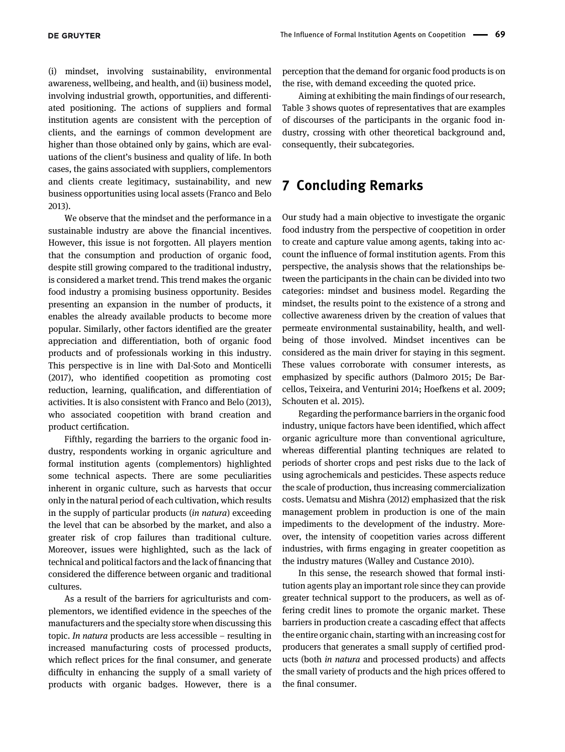(i) mindset, involving sustainability, environmental awareness, wellbeing, and health, and (ii) business model, involving industrial growth, opportunities, and differentiated positioning. The actions of suppliers and formal institution agents are consistent with the perception of clients, and the earnings of common development are higher than those obtained only by gains, which are evaluations of the client's business and quality of life. In both cases, the gains associated with suppliers, complementors and clients create legitimacy, sustainability, and new business opportunities using local assets (Franco and Belo 2013).

We observe that the mindset and the performance in a sustainable industry are above the financial incentives. However, this issue is not forgotten. All players mention that the consumption and production of organic food, despite still growing compared to the traditional industry, is considered a market trend. This trend makes the organic food industry a promising business opportunity. Besides presenting an expansion in the number of products, it enables the already available products to become more popular. Similarly, other factors identified are the greater appreciation and differentiation, both of organic food products and of professionals working in this industry. This perspective is in line with Dal-Soto and Monticelli (2017), who identified coopetition as promoting cost reduction, learning, qualification, and differentiation of activities. It is also consistent with Franco and Belo (2013), who associated coopetition with brand creation and product certification.

Fifthly, regarding the barriers to the organic food industry, respondents working in organic agriculture and formal institution agents (complementors) highlighted some technical aspects. There are some peculiarities inherent in organic culture, such as harvests that occur only in the natural period of each cultivation, which results in the supply of particular products (*in natura*) exceeding the level that can be absorbed by the market, and also a greater risk of crop failures than traditional culture. Moreover, issues were highlighted, such as the lack of technical and political factors and the lack of financing that considered the difference between organic and traditional cultures.

As a result of the barriers for agriculturists and complementors, we identified evidence in the speeches of the manufacturers and the specialty store when discussing this topic. *In natura* products are less accessible – resulting in increased manufacturing costs of processed products, which reflect prices for the final consumer, and generate difficulty in enhancing the supply of a small variety of products with organic badges. However, there is a perception that the demand for organic food products is on the rise, with demand exceeding the quoted price.

Aiming at exhibiting the main findings of our research, Table 3 shows quotes of representatives that are examples of discourses of the participants in the organic food industry, crossing with other theoretical background and, consequently, their subcategories.

## 7 Concluding Remarks

Our study had a main objective to investigate the organic food industry from the perspective of coopetition in order to create and capture value among agents, taking into account the influence of formal institution agents. From this perspective, the analysis shows that the relationships between the participants in the chain can be divided into two categories: mindset and business model. Regarding the mindset, the results point to the existence of a strong and collective awareness driven by the creation of values that permeate environmental sustainability, health, and wellbeing of those involved. Mindset incentives can be considered as the main driver for staying in this segment. These values corroborate with consumer interests, as emphasized by specific authors (Dalmoro 2015; De Barcellos, Teixeira, and Venturini 2014; Hoefkens et al. 2009; Schouten et al. 2015).

Regarding the performance barriers in the organic food industry, unique factors have been identified, which affect organic agriculture more than conventional agriculture, whereas differential planting techniques are related to periods of shorter crops and pest risks due to the lack of using agrochemicals and pesticides. These aspects reduce the scale of production, thus increasing commercialization costs. Uematsu and Mishra (2012) emphasized that the risk management problem in production is one of the main impediments to the development of the industry. Moreover, the intensity of coopetition varies across different industries, with firms engaging in greater coopetition as the industry matures (Walley and Custance 2010).

In this sense, the research showed that formal institution agents play an important role since they can provide greater technical support to the producers, as well as offering credit lines to promote the organic market. These barriers in production create a cascading effect that affects the entire organic chain, starting with an increasing cost for producers that generates a small supply of certified products (both *in natura* and processed products) and affects the small variety of products and the high prices offered to the final consumer.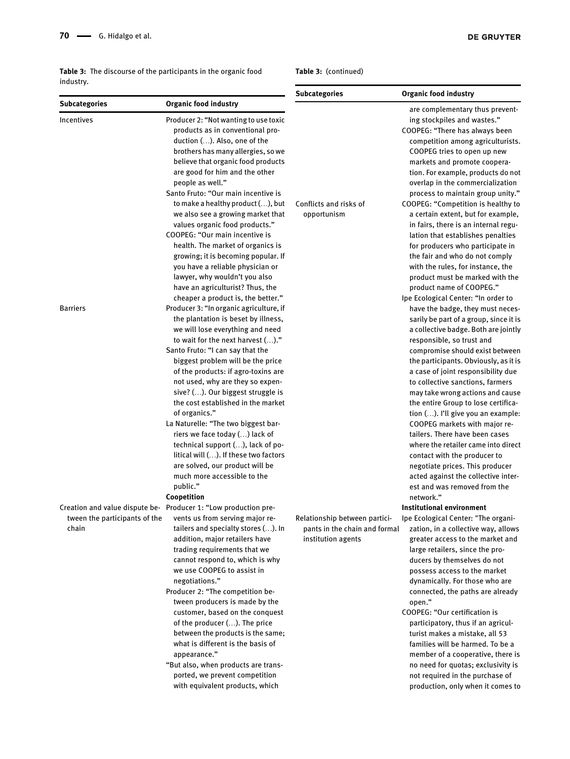**Table 3:** The discourse of the participants in the organic food industry.

| Subcategories | Organic food industry |
|---|---|
| Incentives | Producer 2: "Not wanting to use toxic products as in conventional production (…). Also, one of the brothers has many allergies, so we believe that organic food products are good for him and the other people as well." Santo Fruto: "Our main incentive is to make a healthy product (…), but we also see a growing market that values organic food products." COOPEG: "Our main incentive is health. The market of organics is growing; it is becoming popular. If you have a reliable physician or lawyer, why wouldn't you also have an agriculturist? Thus, the cheaper a product is, the better." |
| Barriers | Producer 3: "In organic agriculture, if the plantation is beset by illness, we will lose everything and need to wait for the next harvest (…)." Santo Fruto: "I can say that the biggest problem will be the price of the products: if agro-toxins are not used, why are they so expensive? (…). Our biggest struggle is the cost established in the market of organics." La Naturelle: "The two biggest barriers we face today (…) lack of technical support (…), lack of political will (…). If these two factors are solved, our product will be much more accessible to the public." |
| | **Coopetition** |
| Creation and value dispute between the participants of the chain | Producer 1: "Low production prevents us from serving major retailers and specialty stores (…). In addition, major retailers have trading requirements that we cannot respond to, which is why we use COOPEG to assist in negotiations." Producer 2: "The competition between producers is made by the customer, based on the conquest of the producer (…). The price between the products is the same; what is different is the basis of appearance." "But also, when products are transported, we prevent competition with equivalent products, which are complementary thus preventing stockpiles and wastes." COOPEG: "There has always been competition among agriculturists. COOPEG tries to open up new markets and promote cooperation. For example, products do not overlap in the commercialization process to maintain group unity." |
| Conflicts and risks of opportunism | COOPEG: "Competition is healthy to a certain extent, but for example, in fairs, there is an internal regulation that establishes penalties for producers who participate in the fair and who do not comply with the rules, for instance, the product must be marked with the product name of COOPEG." Ipe Ecological Center: "In order to have the badge, they must necessarily be part of a group, since it is a collective badge. Both are jointly responsible, so trust and compromise should exist between the participants. Obviously, as it is a case of joint responsibility due to collective sanctions, farmers may take wrong actions and cause the entire Group to lose certification (…). I'll give you an example: COOPEG markets with major retailers. There have been cases where the retailer came into direct contact with the producer to negotiate prices. This producer acted against the collective interest and was removed from the network." |
| | **Institutional environment** |
| Relationship between participants in the chain and formal institution agents | Ipe Ecological Center: "The organization, in a collective way, allows greater access to the market and large retailers, since the producers by themselves do not possess access to the market dynamically. For those who are connected, the paths are already open." COOPEG: "Our certification is participatory, thus if an agriculturist makes a mistake, all 53 families will be harmed. To be a member of a cooperative, there is no need for quotas; exclusivity is not required in the purchase of production, only when it comes to |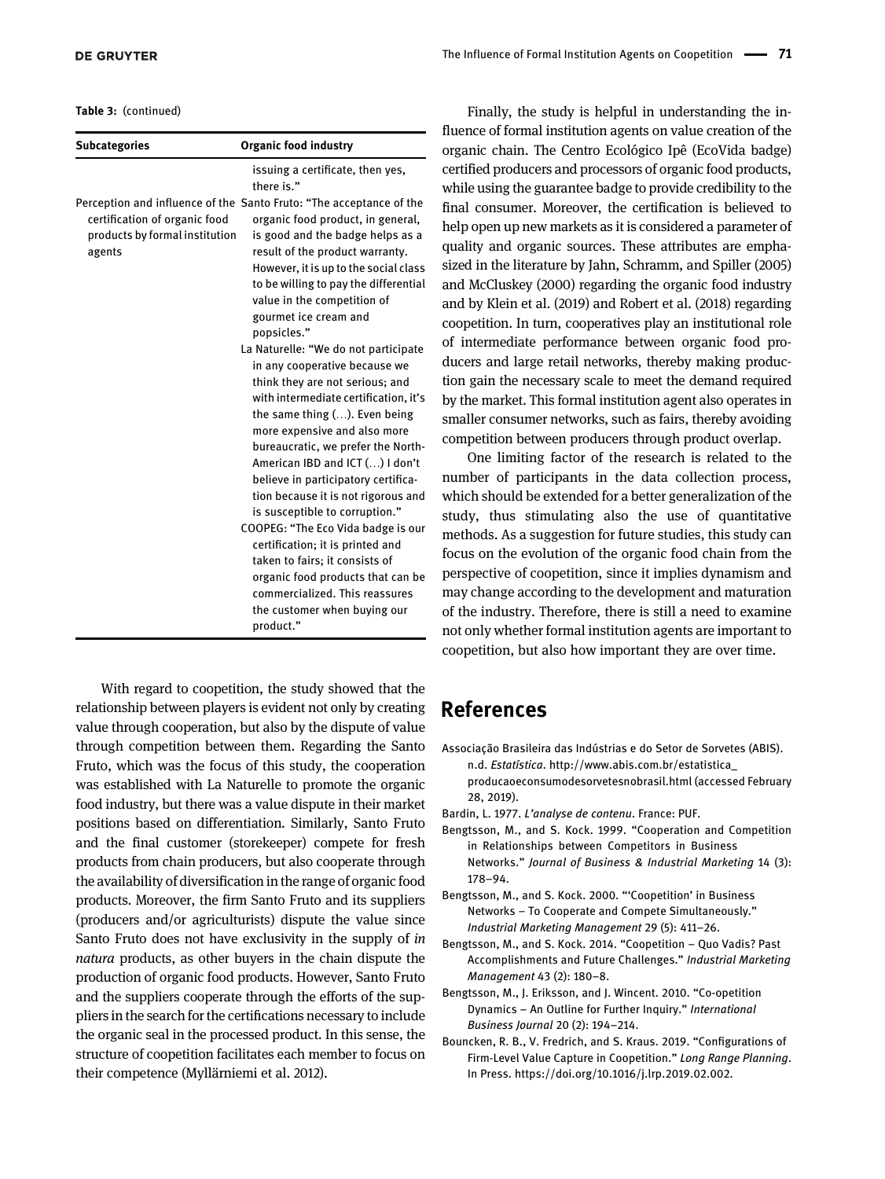**Table 3:** (continued)

| Subcategories | Organic food industry |
|---|---|
| | issuing a certificate, then yes, there is." |
| Perception and influence of the certification of organic food products by formal institution agents | Santo Fruto: "The acceptance of the organic food product, in general, is good and the badge helps as a result of the product warranty. However, it is up to the social class to be willing to pay the differential value in the competition of gourmet ice cream and popsicles." La Naturelle: "We do not participate in any cooperative because we think they are not serious; and with intermediate certification, it's the same thing (…). Even being more expensive and also more bureaucratic, we prefer the North-American IBD and ICT (…) I don't believe in participatory certification because it is not rigorous and is susceptible to corruption." COOPEG: "The Eco Vida badge is our certification; it is printed and taken to fairs; it consists of organic food products that can be commercialized. This reassures the customer when buying our product." |

With regard to coopetition, the study showed that the relationship between players is evident not only by creating value through cooperation, but also by the dispute of value through competition between them. Regarding the Santo Fruto, which was the focus of this study, the cooperation was established with La Naturelle to promote the organic food industry, but there was a value dispute in their market positions based on differentiation. Similarly, Santo Fruto and the final customer (storekeeper) compete for fresh products from chain producers, but also cooperate through the availability of diversification in the range of organic food products. Moreover, the firm Santo Fruto and its suppliers (producers and/or agriculturists) dispute the value since Santo Fruto does not have exclusivity in the supply of *in natura* products, as other buyers in the chain dispute the production of organic food products. However, Santo Fruto and the suppliers cooperate through the efforts of the suppliers in the search for the certifications necessary to include the organic seal in the processed product. In this sense, the structure of coopetition facilitates each member to focus on their competence (Myllärniemi et al. 2012).

Finally, the study is helpful in understanding the influence of formal institution agents on value creation of the organic chain. The Centro Ecológico Ipê (EcoVida badge) certified producers and processors of organic food products, while using the guarantee badge to provide credibility to the final consumer. Moreover, the certification is believed to help open up new markets as it is considered a parameter of quality and organic sources. These attributes are emphasized in the literature by Jahn, Schramm, and Spiller (2005) and McCluskey (2000) regarding the organic food industry and by Klein et al. (2019) and Robert et al. (2018) regarding coopetition. In turn, cooperatives play an institutional role of intermediate performance between organic food producers and large retail networks, thereby making production gain the necessary scale to meet the demand required by the market. This formal institution agent also operates in smaller consumer networks, such as fairs, thereby avoiding competition between producers through product overlap.

One limiting factor of the research is related to the number of participants in the data collection process, which should be extended for a better generalization of the study, thus stimulating also the use of quantitative methods. As a suggestion for future studies, this study can focus on the evolution of the organic food chain from the perspective of coopetition, since it implies dynamism and may change according to the development and maturation of the industry. Therefore, there is still a need to examine not only whether formal institution agents are important to coopetition, but also how important they are over time.

## References

Associação Brasileira das Indústrias e do Setor de Sorvetes (ABIS). n.d. *Estatística*. http://www.abis.com.br/estatistica_producaoeconsumodesorvetesnobrasil.html (accessed February 28, 2019).

Bardin, L. 1977. *L'analyse de contenu*. France: PUF.

Bengtsson, M., and S. Kock. 1999. "Cooperation and Competition in Relationships between Competitors in Business Networks." *Journal of Business & Industrial Marketing* 14 (3): 178–94.

Bengtsson, M., and S. Kock. 2000. "'Coopetition' in Business Networks – To Cooperate and Compete Simultaneously." *Industrial Marketing Management* 29 (5): 411–26.

Bengtsson, M., and S. Kock. 2014. "Coopetition – Quo Vadis? Past Accomplishments and Future Challenges." *Industrial Marketing Management* 43 (2): 180–8.

Bengtsson, M., J. Eriksson, and J. Wincent. 2010. "Co-opetition Dynamics – An Outline for Further Inquiry." *International Business Journal* 20 (2): 194–214.

Bouncken, R. B., V. Fredrich, and S. Kraus. 2019. "Configurations of Firm-Level Value Capture in Coopetition." *Long Range Planning*. In Press. https://doi.org/10.1016/j.lrp.2019.02.002.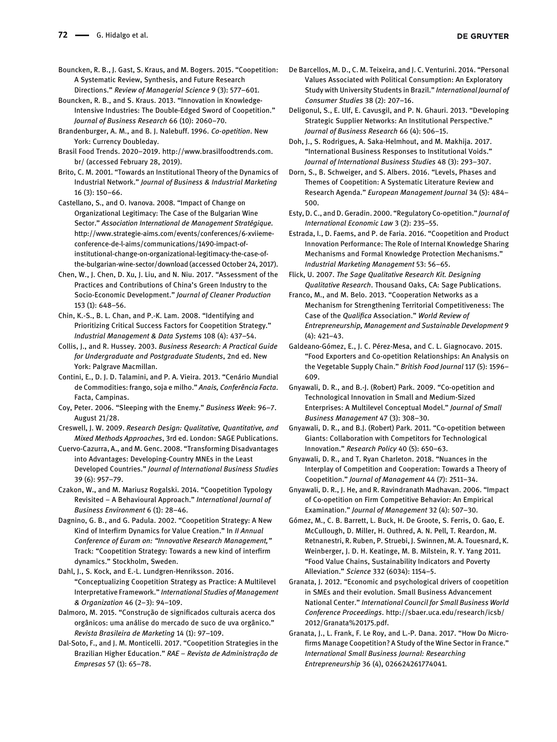Bouncken, R. B., J. Gast, S. Kraus, and M. Bogers. 2015. "Coopetition: A Systematic Review, Synthesis, and Future Research Directions." *Review of Managerial Science* 9 (3): 577–601.

Bouncken, R. B., and S. Kraus. 2013. "Innovation in Knowledge-Intensive Industries: The Double-Edged Sword of Coopetition." *Journal of Business Research* 66 (10): 2060–70.

Brandenburger, A. M., and B. J. Nalebuff. 1996. *Co-opetition*. New York: Currency Doubleday.

Brasil Food Trends. 2020–2019. http://www.brasilfoodtrends.com.br/ (accessed February 28, 2019).

Brito, C. M. 2001. "Towards an Institutional Theory of the Dynamics of Industrial Network." *Journal of Business & Industrial Marketing* 16 (3): 150–66.

Castellano, S., and O. Ivanova. 2008. "Impact of Change on Organizational Legitimacy: The Case of the Bulgarian Wine Sector." *Association International de Management Stratégique*. http://www.strategie-aims.com/events/conferences/6-xviieme-conference-de-l-aims/communications/1490-impact-of-institutional-change-on-organizational-legitimacy-the-case-of-the-bulgarian-wine-sector/download (accessed October 24, 2017).

Chen, W., J. Chen, D. Xu, J. Liu, and N. Niu. 2017. "Assessment of the Practices and Contributions of China's Green Industry to the Socio-Economic Development." *Journal of Cleaner Production* 153 (1): 648–56.

Chin, K.-S., B. L. Chan, and P.-K. Lam. 2008. "Identifying and Prioritizing Critical Success Factors for Coopetition Strategy." *Industrial Management & Data Systems* 108 (4): 437–54.

Collis, J., and R. Hussey. 2003. *Business Research: A Practical Guide for Undergraduate and Postgraduate Students*, 2nd ed. New York: Palgrave Macmillan.

Contini, E., D. J. D. Talamini, and P. A. Vieira. 2013. "Cenário Mundial de Commodities: frango, soja e milho." *Anais, Conferência Facta*. Facta, Campinas.

Coy, Peter. 2006. "Sleeping with the Enemy." *Business Week*: 96–7. August 21/28.

Creswell, J. W. 2009. *Research Design: Qualitative, Quantitative, and Mixed Methods Approaches*, 3rd ed. London: SAGE Publications.

Cuervo-Cazurra, A., and M. Genc. 2008. "Transforming Disadvantages into Advantages: Developing-Country MNEs in the Least Developed Countries." *Journal of International Business Studies* 39 (6): 957–79.

Czakon, W., and M. Mariusz Rogalski. 2014. "Coopetition Typology Revisited – A Behavioural Approach." *International Journal of Business Environment* 6 (1): 28–46.

Dagnino, G. B., and G. Padula. 2002. "Coopetition Strategy: A New Kind of Interfirm Dynamics for Value Creation." In *II Annual Conference of Euram on: "Innovative Research Management,"* Track: "Coopetition Strategy: Towards a new kind of interfirm dynamics." Stockholm, Sweden.

Dahl, J., S. Kock, and E.-L. Lundgren-Henriksson. 2016. "Conceptualizing Coopetition Strategy as Practice: A Multilevel Interpretative Framework." *International Studies of Management & Organization* 46 (2–3): 94–109.

Dalmoro, M. 2015. "Construção de significados culturais acerca dos orgânicos: uma análise do mercado de suco de uva orgânico." *Revista Brasileira de Marketing* 14 (1): 97–109.

Dal-Soto, F., and J. M. Monticelli. 2017. "Coopetition Strategies in the Brazilian Higher Education." *RAE – Revista de Administração de Empresas* 57 (1): 65–78.

De Barcellos, M. D., C. M. Teixeira, and J. C. Venturini. 2014. "Personal Values Associated with Political Consumption: An Exploratory Study with University Students in Brazil." *International Journal of Consumer Studies* 38 (2): 207–16.

Deligonul, S., E. Ulf, E. Cavusgil, and P. N. Ghauri. 2013. "Developing Strategic Supplier Networks: An Institutional Perspective." *Journal of Business Research* 66 (4): 506–15.

Doh, J., S. Rodrigues, A. Saka-Helmhout, and M. Makhija. 2017. "International Business Responses to Institutional Voids." *Journal of International Business Studies* 48 (3): 293–307.

Dorn, S., B. Schweiger, and S. Albers. 2016. "Levels, Phases and Themes of Coopetition: A Systematic Literature Review and Research Agenda." *European Management Journal* 34 (5): 484–500.

Esty, D. C., and D. Geradin. 2000. "Regulatory Co-opetition." *Journal of International Economic Law* 3 (2): 235–55.

Estrada, I., D. Faems, and P. de Faria. 2016. "Coopetition and Product Innovation Performance: The Role of Internal Knowledge Sharing Mechanisms and Formal Knowledge Protection Mechanisms." *Industrial Marketing Management* 53: 56–65.

Flick, U. 2007. *The Sage Qualitative Research Kit. Designing Qualitative Research*. Thousand Oaks, CA: Sage Publications.

Franco, M., and M. Belo. 2013. "Cooperation Networks as a Mechanism for Strengthening Territorial Competitiveness: The Case of the *Qualifica* Association." *World Review of Entrepreneurship, Management and Sustainable Development* 9 (4): 421–43.

Galdeano-Gómez, E., J. C. Pérez-Mesa, and C. L. Giagnocavo. 2015. "Food Exporters and Co-opetition Relationships: An Analysis on the Vegetable Supply Chain." *British Food Journal* 117 (5): 1596–609.

Gnyawali, D. R., and B.-J. (Robert) Park. 2009. "Co-opetition and Technological Innovation in Small and Medium-Sized Enterprises: A Multilevel Conceptual Model." *Journal of Small Business Management* 47 (3): 308–30.

Gnyawali, D. R., and B.J. (Robert) Park. 2011. "Co-opetition between Giants: Collaboration with Competitors for Technological Innovation." *Research Policy* 40 (5): 650–63.

Gnyawali, D. R., and T. Ryan Charleton. 2018. "Nuances in the Interplay of Competition and Cooperation: Towards a Theory of Coopetition." *Journal of Management* 44 (7): 2511–34.

Gnyawali, D. R., J. He, and R. Ravindranath Madhavan. 2006. "Impact of Co-opetition on Firm Competitive Behavior: An Empirical Examination." *Journal of Management* 32 (4): 507–30.

Gómez, M., C. B. Barrett, L. Buck, H. De Groote, S. Ferris, O. Gao, E. McCullough, D. Miller, H. Outhred, A. N. Pell, T. Reardon, M. Retnanestri, R. Ruben, P. Struebi, J. Swinnen, M. A. Touesnard, K. Weinberger, J. D. H. Keatinge, M. B. Milstein, R. Y. Yang 2011. "Food Value Chains, Sustainability Indicators and Poverty Alleviation." *Science* 332 (6034): 1154–5.

Granata, J. 2012. "Economic and psychological drivers of coopetition in SMEs and their evolution. Small Business Advancement National Center." *International Council for Small Business World Conference Proceedings*. http://sbaer.uca.edu/research/icsb/2012/Granata%20175.pdf.

Granata, J., L. Frank, F. Le Roy, and L.-P. Dana. 2017. "How Do Micro-firms Manage Coopetition? A Study of the Wine Sector in France." *International Small Business Journal: Researching Entrepreneurship* 36 (4), 026624261774041.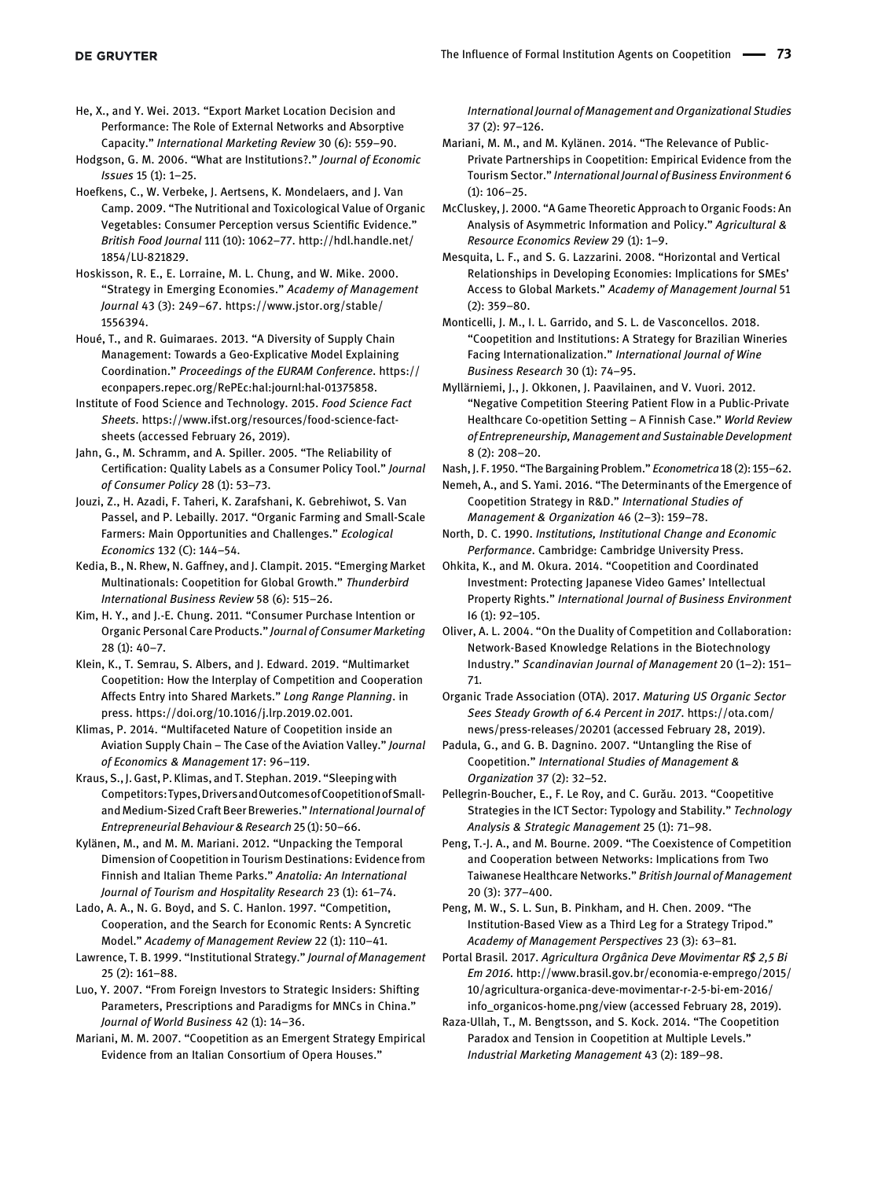He, X., and Y. Wei. 2013. "Export Market Location Decision and Performance: The Role of External Networks and Absorptive Capacity." *International Marketing Review* 30 (6): 559–90.

Hodgson, G. M. 2006. "What are Institutions?." *Journal of Economic Issues* 15 (1): 1–25.

Hoefkens, C., W. Verbeke, J. Aertsens, K. Mondelaers, and J. Van Camp. 2009. "The Nutritional and Toxicological Value of Organic Vegetables: Consumer Perception versus Scientific Evidence." *British Food Journal* 111 (10): 1062–77. http://hdl.handle.net/1854/LU-821829.

Hoskisson, R. E., E. Lorraine, M. L. Chung, and W. Mike. 2000. "Strategy in Emerging Economies." *Academy of Management Journal* 43 (3): 249–67. https://www.jstor.org/stable/1556394.

Houé, T., and R. Guimaraes. 2013. "A Diversity of Supply Chain Management: Towards a Geo-Explicative Model Explaining Coordination." *Proceedings of the EURAM Conference*. https://econpapers.repec.org/RePEc:hal:journl:hal-01375858.

Institute of Food Science and Technology. 2015. *Food Science Fact Sheets*. https://www.ifst.org/resources/food-science-fact-sheets (accessed February 26, 2019).

Jahn, G., M. Schramm, and A. Spiller. 2005. "The Reliability of Certification: Quality Labels as a Consumer Policy Tool." *Journal of Consumer Policy* 28 (1): 53–73.

Jouzi, Z., H. Azadi, F. Taheri, K. Zarafshani, K. Gebrehiwot, S. Van Passel, and P. Lebailly. 2017. "Organic Farming and Small-Scale Farmers: Main Opportunities and Challenges." *Ecological Economics* 132 (C): 144–54.

Kedia, B., N. Rhew, N. Gaffney, and J. Clampit. 2015. "Emerging Market Multinationals: Coopetition for Global Growth." *Thunderbird International Business Review* 58 (6): 515–26.

Kim, H. Y., and J.-E. Chung. 2011. "Consumer Purchase Intention or Organic Personal Care Products." *Journal of Consumer Marketing* 28 (1): 40–7.

Klein, K., T. Semrau, S. Albers, and J. Edward. 2019. "Multimarket Coopetition: How the Interplay of Competition and Cooperation Affects Entry into Shared Markets." *Long Range Planning*. in press. https://doi.org/10.1016/j.lrp.2019.02.001.

Klimas, P. 2014. "Multifaceted Nature of Coopetition inside an Aviation Supply Chain – The Case of the Aviation Valley." *Journal of Economics & Management* 17: 96–119.

Kraus, S., J. Gast, P. Klimas, and T. Stephan. 2019. "Sleeping with Competitors: Types, Drivers and Outcomes of Coopetition of Small- and Medium-Sized Craft Beer Breweries." *International Journal of Entrepreneurial Behaviour & Research* 25 (1): 50–66.

Kylänen, M., and M. M. Mariani. 2012. "Unpacking the Temporal Dimension of Coopetition in Tourism Destinations: Evidence from Finnish and Italian Theme Parks." *Anatolia: An International Journal of Tourism and Hospitality Research* 23 (1): 61–74.

Lado, A. A., N. G. Boyd, and S. C. Hanlon. 1997. "Competition, Cooperation, and the Search for Economic Rents: A Syncretic Model." *Academy of Management Review* 22 (1): 110–41.

Lawrence, T. B. 1999. "Institutional Strategy." *Journal of Management* 25 (2): 161–88.

Luo, Y. 2007. "From Foreign Investors to Strategic Insiders: Shifting Parameters, Prescriptions and Paradigms for MNCs in China." *Journal of World Business* 42 (1): 14–36.

Mariani, M. M. 2007. "Coopetition as an Emergent Strategy Empirical Evidence from an Italian Consortium of Opera Houses." *International Journal of Management and Organizational Studies* 37 (2): 97–126.

Mariani, M. M., and M. Kylänen. 2014. "The Relevance of Public-Private Partnerships in Coopetition: Empirical Evidence from the Tourism Sector." *International Journal of Business Environment* 6 (1): 106–25.

McCluskey, J. 2000. "A Game Theoretic Approach to Organic Foods: An Analysis of Asymmetric Information and Policy." *Agricultural & Resource Economics Review* 29 (1): 1–9.

Mesquita, L. F., and S. G. Lazzarini. 2008. "Horizontal and Vertical Relationships in Developing Economies: Implications for SMEs' Access to Global Markets." *Academy of Management Journal* 51 (2): 359–80.

Monticelli, J. M., I. L. Garrido, and S. L. de Vasconcellos. 2018. "Coopetition and Institutions: A Strategy for Brazilian Wineries Facing Internationalization." *International Journal of Wine Business Research* 30 (1): 74–95.

Myllärniemi, J., J. Okkonen, J. Paavilainen, and V. Vuori. 2012. "Negative Competition Steering Patient Flow in a Public-Private Healthcare Co-opetition Setting – A Finnish Case." *World Review of Entrepreneurship, Management and Sustainable Development* 8 (2): 208–20.

Nash, J. F. 1950. "The Bargaining Problem." *Econometrica* 18 (2): 155–62.

Nemeh, A., and S. Yami. 2016. "The Determinants of the Emergence of Coopetition Strategy in R&D." *International Studies of Management & Organization* 46 (2–3): 159–78.

North, D. C. 1990. *Institutions, Institutional Change and Economic Performance*. Cambridge: Cambridge University Press.

Ohkita, K., and M. Okura. 2014. "Coopetition and Coordinated Investment: Protecting Japanese Video Games' Intellectual Property Rights." *International Journal of Business Environment* I6 (1): 92–105.

Oliver, A. L. 2004. "On the Duality of Competition and Collaboration: Network-Based Knowledge Relations in the Biotechnology Industry." *Scandinavian Journal of Management* 20 (1–2): 151–71.

Organic Trade Association (OTA). 2017. *Maturing US Organic Sector Sees Steady Growth of 6.4 Percent in 2017*. https://ota.com/news/press-releases/20201 (accessed February 28, 2019).

Padula, G., and G. B. Dagnino. 2007. "Untangling the Rise of Coopetition." *International Studies of Management & Organization* 37 (2): 32–52.

Pellegrin-Boucher, E., F. Le Roy, and C. Gurău. 2013. "Coopetitive Strategies in the ICT Sector: Typology and Stability." *Technology Analysis & Strategic Management* 25 (1): 71–98.

Peng, T.-J. A., and M. Bourne. 2009. "The Coexistence of Competition and Cooperation between Networks: Implications from Two Taiwanese Healthcare Networks." *British Journal of Management* 20 (3): 377–400.

Peng, M. W., S. L. Sun, B. Pinkham, and H. Chen. 2009. "The Institution-Based View as a Third Leg for a Strategy Tripod." *Academy of Management Perspectives* 23 (3): 63–81.

Portal Brasil. 2017. *Agricultura Orgânica Deve Movimentar R$ 2,5 Bi Em 2016*. http://www.brasil.gov.br/economia-e-emprego/2015/10/agricultura-organica-deve-movimentar-r-2-5-bi-em-2016/info_organicos-home.png/view (accessed February 28, 2019).

Raza-Ullah, T., M. Bengtsson, and S. Kock. 2014. "The Coopetition Paradox and Tension in Coopetition at Multiple Levels." *Industrial Marketing Management* 43 (2): 189–98.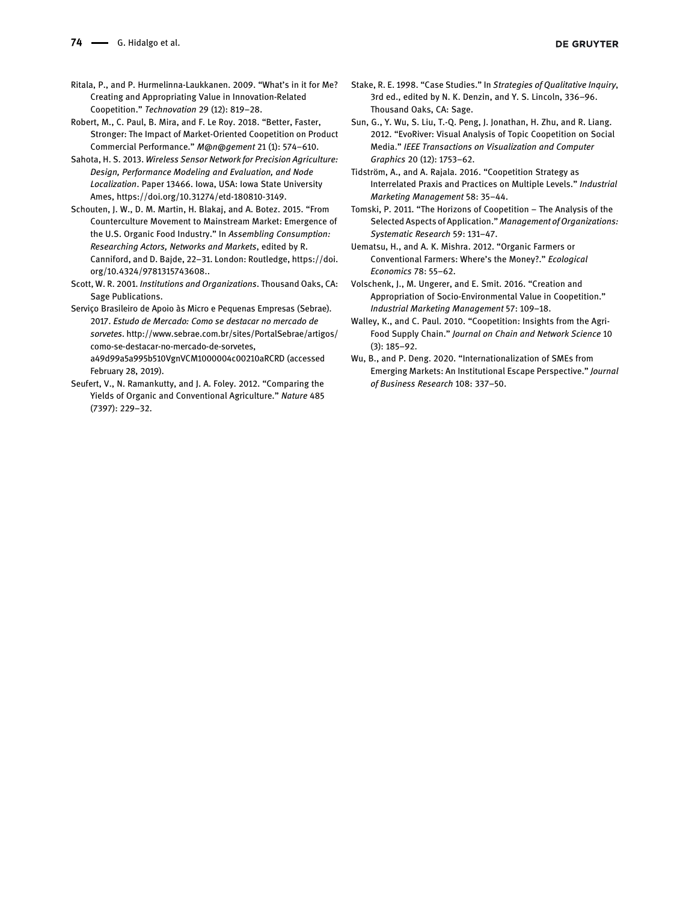Ritala, P., and P. Hurmelinna-Laukkanen. 2009. "What's in it for Me? Creating and Appropriating Value in Innovation-Related Coopetition." *Technovation* 29 (12): 819–28.

Robert, M., C. Paul, B. Mira, and F. Le Roy. 2018. "Better, Faster, Stronger: The Impact of Market-Oriented Coopetition on Product Commercial Performance." *M@n@gement* 21 (1): 574–610.

Sahota, H. S. 2013. *Wireless Sensor Network for Precision Agriculture: Design, Performance Modeling and Evaluation, and Node Localization*. Paper 13466. Iowa, USA: Iowa State University Ames, https://doi.org/10.31274/etd-180810-3149.

Schouten, J. W., D. M. Martin, H. Blakaj, and A. Botez. 2015. "From Counterculture Movement to Mainstream Market: Emergence of the U.S. Organic Food Industry." In *Assembling Consumption: Researching Actors, Networks and Markets*, edited by R. Canniford, and D. Bajde, 22–31. London: Routledge, https://doi.org/10.4324/9781315743608..

Scott, W. R. 2001. *Institutions and Organizations*. Thousand Oaks, CA: Sage Publications.

Serviço Brasileiro de Apoio às Micro e Pequenas Empresas (Sebrae). 2017. *Estudo de Mercado: Como se destacar no mercado de sorvetes*. http://www.sebrae.com.br/sites/PortalSebrae/artigos/como-se-destacar-no-mercado-de-sorvetes, a49d99a5a995b510VgnVCM1000004c00210aRCRD (accessed February 28, 2019).

Seufert, V., N. Ramankutty, and J. A. Foley. 2012. "Comparing the Yields of Organic and Conventional Agriculture." *Nature* 485 (7397): 229–32.

Stake, R. E. 1998. "Case Studies." In *Strategies of Qualitative Inquiry*, 3rd ed., edited by N. K. Denzin, and Y. S. Lincoln, 336–96. Thousand Oaks, CA: Sage.

Sun, G., Y. Wu, S. Liu, T.-Q. Peng, J. Jonathan, H. Zhu, and R. Liang. 2012. "EvoRiver: Visual Analysis of Topic Coopetition on Social Media." *IEEE Transactions on Visualization and Computer Graphics* 20 (12): 1753–62.

Tidström, A., and A. Rajala. 2016. "Coopetition Strategy as Interrelated Praxis and Practices on Multiple Levels." *Industrial Marketing Management* 58: 35–44.

Tomski, P. 2011. "The Horizons of Coopetition – The Analysis of the Selected Aspects of Application." *Management of Organizations: Systematic Research* 59: 131–47.

Uematsu, H., and A. K. Mishra. 2012. "Organic Farmers or Conventional Farmers: Where's the Money?." *Ecological Economics* 78: 55–62.

Volschenk, J., M. Ungerer, and E. Smit. 2016. "Creation and Appropriation of Socio-Environmental Value in Coopetition." *Industrial Marketing Management* 57: 109–18.

Walley, K., and C. Paul. 2010. "Coopetition: Insights from the Agri-Food Supply Chain." *Journal on Chain and Network Science* 10 (3): 185–92.

Wu, B., and P. Deng. 2020. "Internationalization of SMEs from Emerging Markets: An Institutional Escape Perspective." *Journal of Business Research* 108: 337–50.